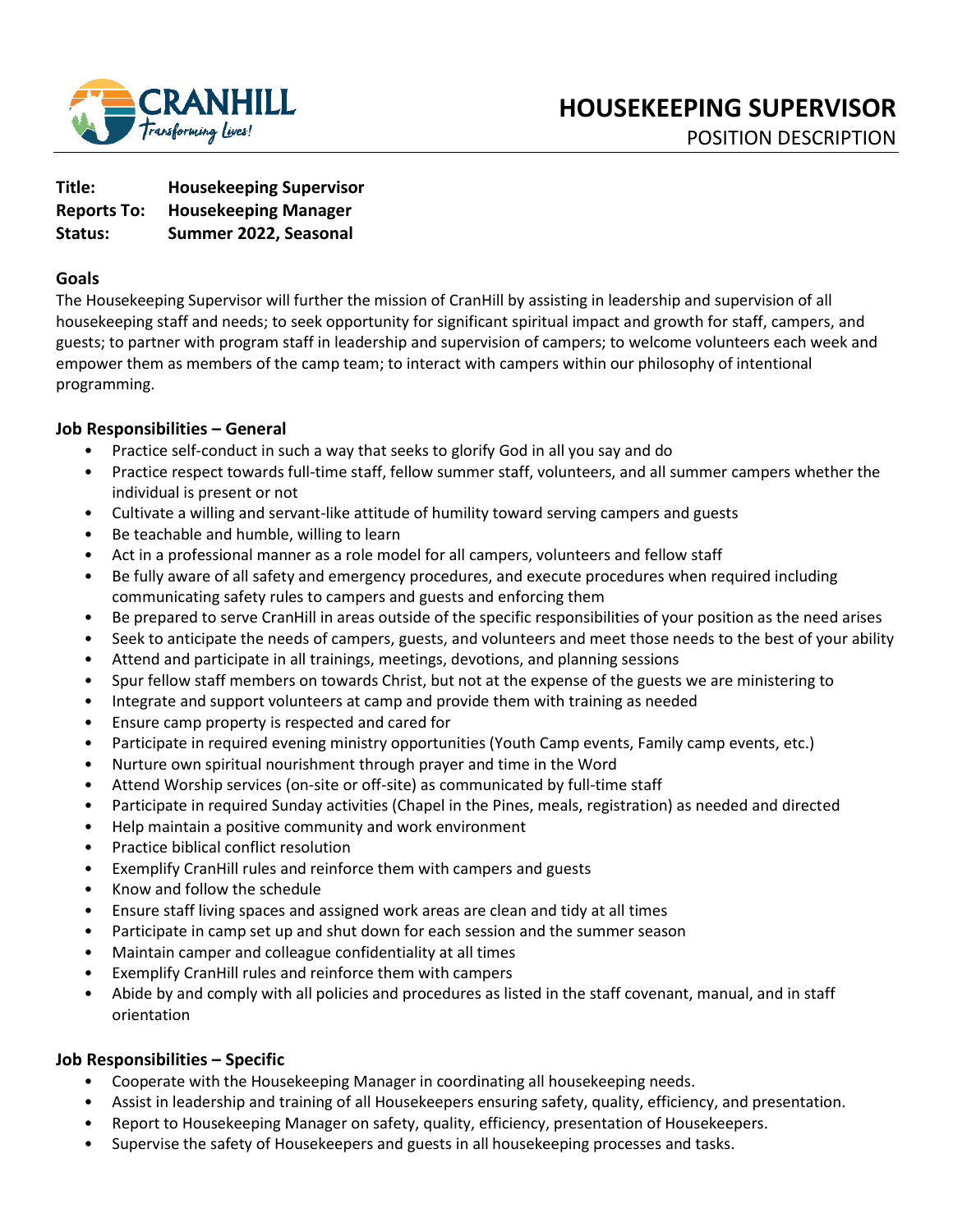# HOUSEKEEPING SUPERVISOR

POSITION DESCRIPTION

**Title:** **Housekeeping Supervisor**
**Reports To:** **Housekeeping Manager**
**Status:** **Summer 2022, Seasonal**

## Goals

The Housekeeping Supervisor will further the mission of CranHill by assisting in leadership and supervision of all housekeeping staff and needs; to seek opportunity for significant spiritual impact and growth for staff, campers, and guests; to partner with program staff in leadership and supervision of campers; to welcome volunteers each week and empower them as members of the camp team; to interact with campers within our philosophy of intentional programming.

## Job Responsibilities – General

- Practice self-conduct in such a way that seeks to glorify God in all you say and do
- Practice respect towards full-time staff, fellow summer staff, volunteers, and all summer campers whether the individual is present or not
- Cultivate a willing and servant-like attitude of humility toward serving campers and guests
- Be teachable and humble, willing to learn
- Act in a professional manner as a role model for all campers, volunteers and fellow staff
- Be fully aware of all safety and emergency procedures, and execute procedures when required including communicating safety rules to campers and guests and enforcing them
- Be prepared to serve CranHill in areas outside of the specific responsibilities of your position as the need arises
- Seek to anticipate the needs of campers, guests, and volunteers and meet those needs to the best of your ability
- Attend and participate in all trainings, meetings, devotions, and planning sessions
- Spur fellow staff members on towards Christ, but not at the expense of the guests we are ministering to
- Integrate and support volunteers at camp and provide them with training as needed
- Ensure camp property is respected and cared for
- Participate in required evening ministry opportunities (Youth Camp events, Family camp events, etc.)
- Nurture own spiritual nourishment through prayer and time in the Word
- Attend Worship services (on-site or off-site) as communicated by full-time staff
- Participate in required Sunday activities (Chapel in the Pines, meals, registration) as needed and directed
- Help maintain a positive community and work environment
- Practice biblical conflict resolution
- Exemplify CranHill rules and reinforce them with campers and guests
- Know and follow the schedule
- Ensure staff living spaces and assigned work areas are clean and tidy at all times
- Participate in camp set up and shut down for each session and the summer season
- Maintain camper and colleague confidentiality at all times
- Exemplify CranHill rules and reinforce them with campers
- Abide by and comply with all policies and procedures as listed in the staff covenant, manual, and in staff orientation

## Job Responsibilities – Specific

- Cooperate with the Housekeeping Manager in coordinating all housekeeping needs.
- Assist in leadership and training of all Housekeepers ensuring safety, quality, efficiency, and presentation.
- Report to Housekeeping Manager on safety, quality, efficiency, presentation of Housekeepers.
- Supervise the safety of Housekeepers and guests in all housekeeping processes and tasks.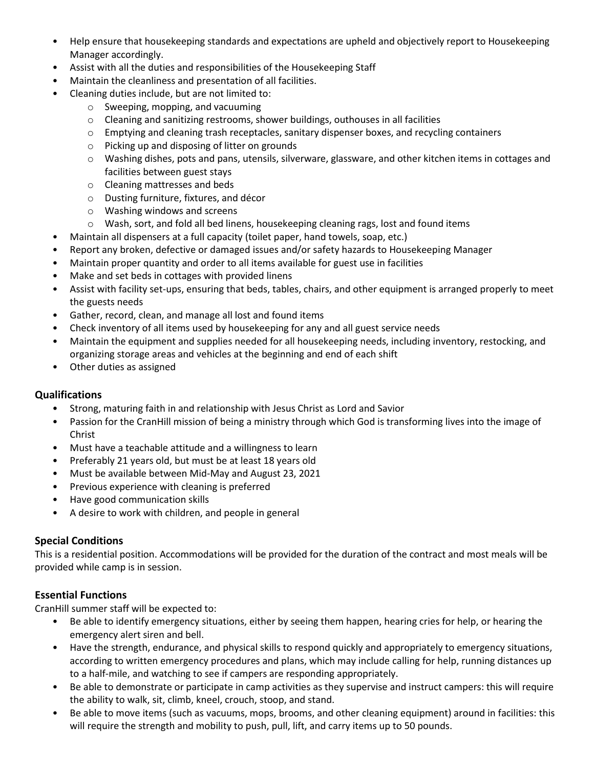- Help ensure that housekeeping standards and expectations are upheld and objectively report to Housekeeping Manager accordingly.
- Assist with all the duties and responsibilities of the Housekeeping Staff
- Maintain the cleanliness and presentation of all facilities.
- Cleaning duties include, but are not limited to:
  - Sweeping, mopping, and vacuuming
  - Cleaning and sanitizing restrooms, shower buildings, outhouses in all facilities
  - Emptying and cleaning trash receptacles, sanitary dispenser boxes, and recycling containers
  - Picking up and disposing of litter on grounds
  - Washing dishes, pots and pans, utensils, silverware, glassware, and other kitchen items in cottages and facilities between guest stays
  - Cleaning mattresses and beds
  - Dusting furniture, fixtures, and décor
  - Washing windows and screens
  - Wash, sort, and fold all bed linens, housekeeping cleaning rags, lost and found items
- Maintain all dispensers at a full capacity (toilet paper, hand towels, soap, etc.)
- Report any broken, defective or damaged issues and/or safety hazards to Housekeeping Manager
- Maintain proper quantity and order to all items available for guest use in facilities
- Make and set beds in cottages with provided linens
- Assist with facility set-ups, ensuring that beds, tables, chairs, and other equipment is arranged properly to meet the guests needs
- Gather, record, clean, and manage all lost and found items
- Check inventory of all items used by housekeeping for any and all guest service needs
- Maintain the equipment and supplies needed for all housekeeping needs, including inventory, restocking, and organizing storage areas and vehicles at the beginning and end of each shift
- Other duties as assigned

### Qualifications

- Strong, maturing faith in and relationship with Jesus Christ as Lord and Savior
- Passion for the CranHill mission of being a ministry through which God is transforming lives into the image of Christ
- Must have a teachable attitude and a willingness to learn
- Preferably 21 years old, but must be at least 18 years old
- Must be available between Mid-May and August 23, 2021
- Previous experience with cleaning is preferred
- Have good communication skills
- A desire to work with children, and people in general

### Special Conditions

This is a residential position. Accommodations will be provided for the duration of the contract and most meals will be provided while camp is in session.

### Essential Functions

CranHill summer staff will be expected to:

- Be able to identify emergency situations, either by seeing them happen, hearing cries for help, or hearing the emergency alert siren and bell.
- Have the strength, endurance, and physical skills to respond quickly and appropriately to emergency situations, according to written emergency procedures and plans, which may include calling for help, running distances up to a half-mile, and watching to see if campers are responding appropriately.
- Be able to demonstrate or participate in camp activities as they supervise and instruct campers: this will require the ability to walk, sit, climb, kneel, crouch, stoop, and stand.
- Be able to move items (such as vacuums, mops, brooms, and other cleaning equipment) around in facilities: this will require the strength and mobility to push, pull, lift, and carry items up to 50 pounds.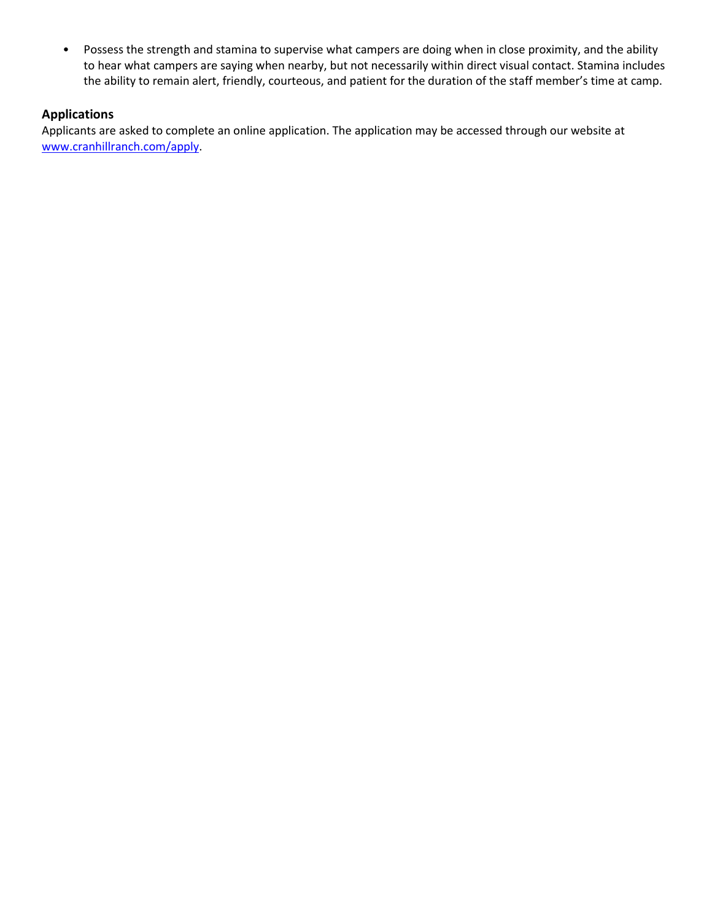- Possess the strength and stamina to supervise what campers are doing when in close proximity, and the ability to hear what campers are saying when nearby, but not necessarily within direct visual contact. Stamina includes the ability to remain alert, friendly, courteous, and patient for the duration of the staff member's time at camp.

## Applications

Applicants are asked to complete an online application. The application may be accessed through our website at [www.cranhillranch.com/apply](http://www.cranhillranch.com/apply).